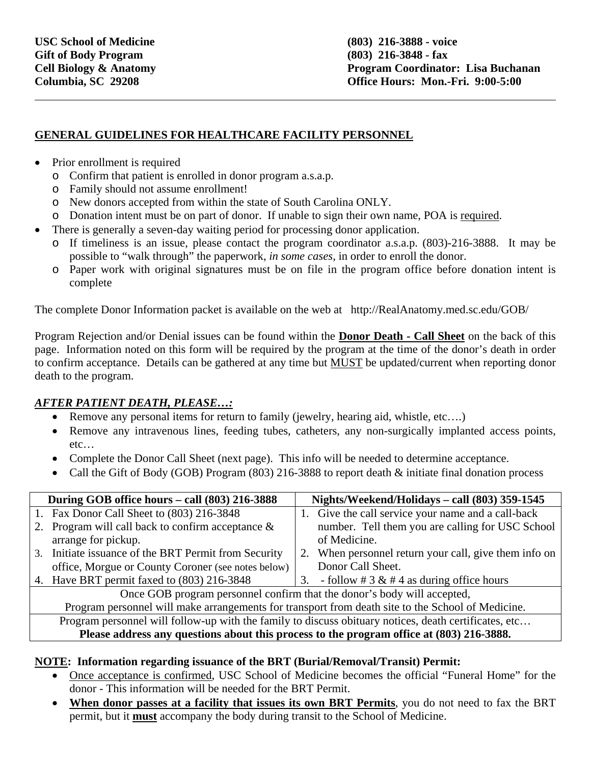**USC School of Medicine**
**Gift of Body Program**
**Cell Biology & Anatomy**
**Columbia, SC 29208**

**(803) 216-3888 - voice**
**(803) 216-3848 - fax**
**Program Coordinator: Lisa Buchanan**
**Office Hours: Mon.-Fri. 9:00-5:00**

---

## GENERAL GUIDELINES FOR HEALTHCARE FACILITY PERSONNEL

- Prior enrollment is required
  - Confirm that patient is enrolled in donor program a.s.a.p.
  - Family should not assume enrollment!
  - New donors accepted from within the state of South Carolina ONLY.
  - Donation intent must be on part of donor. If unable to sign their own name, POA is required.
- There is generally a seven-day waiting period for processing donor application.
  - If timeliness is an issue, please contact the program coordinator a.s.a.p. (803)-216-3888. It may be possible to "walk through" the paperwork, *in some cases*, in order to enroll the donor.
  - Paper work with original signatures must be on file in the program office before donation intent is complete

The complete Donor Information packet is available on the web at http://RealAnatomy.med.sc.edu/GOB/

Program Rejection and/or Denial issues can be found within the **Donor Death - Call Sheet** on the back of this page. Information noted on this form will be required by the program at the time of the donor's death in order to confirm acceptance. Details can be gathered at any time but MUST be updated/current when reporting donor death to the program.

### *AFTER PATIENT DEATH, PLEASE…:*

- Remove any personal items for return to family (jewelry, hearing aid, whistle, etc….)
- Remove any intravenous lines, feeding tubes, catheters, any non-surgically implanted access points, etc…
- Complete the Donor Call Sheet (next page). This info will be needed to determine acceptance.
- Call the Gift of Body (GOB) Program (803) 216-3888 to report death & initiate final donation process

| During GOB office hours – call (803) 216-3888 | Nights/Weekend/Holidays – call (803) 359-1545 |
|---|---|
| 1. Fax Donor Call Sheet to (803) 216-3848<br>2. Program will call back to confirm acceptance & arrange for pickup.<br>3. Initiate issuance of the BRT Permit from Security office, Morgue or County Coroner (see notes below)<br>4. Have BRT permit faxed to (803) 216-3848 | 1. Give the call service your name and a call-back number. Tell them you are calling for USC School of Medicine.<br>2. When personnel return your call, give them info on Donor Call Sheet.<br>3. - follow # 3 & # 4 as during office hours |
| Once GOB program personnel confirm that the donor's body will accepted, Program personnel will make arrangements for transport from death site to the School of Medicine. | |
| Program personnel will follow-up with the family to discuss obituary notices, death certificates, etc… **Please address any questions about this process to the program office at (803) 216-3888.** | |

**NOTE: Information regarding issuance of the BRT (Burial/Removal/Transit) Permit:**

- Once acceptance is confirmed, USC School of Medicine becomes the official "Funeral Home" for the donor - This information will be needed for the BRT Permit.
- **When donor passes at a facility that issues its own BRT Permits**, you do not need to fax the BRT permit, but it **must** accompany the body during transit to the School of Medicine.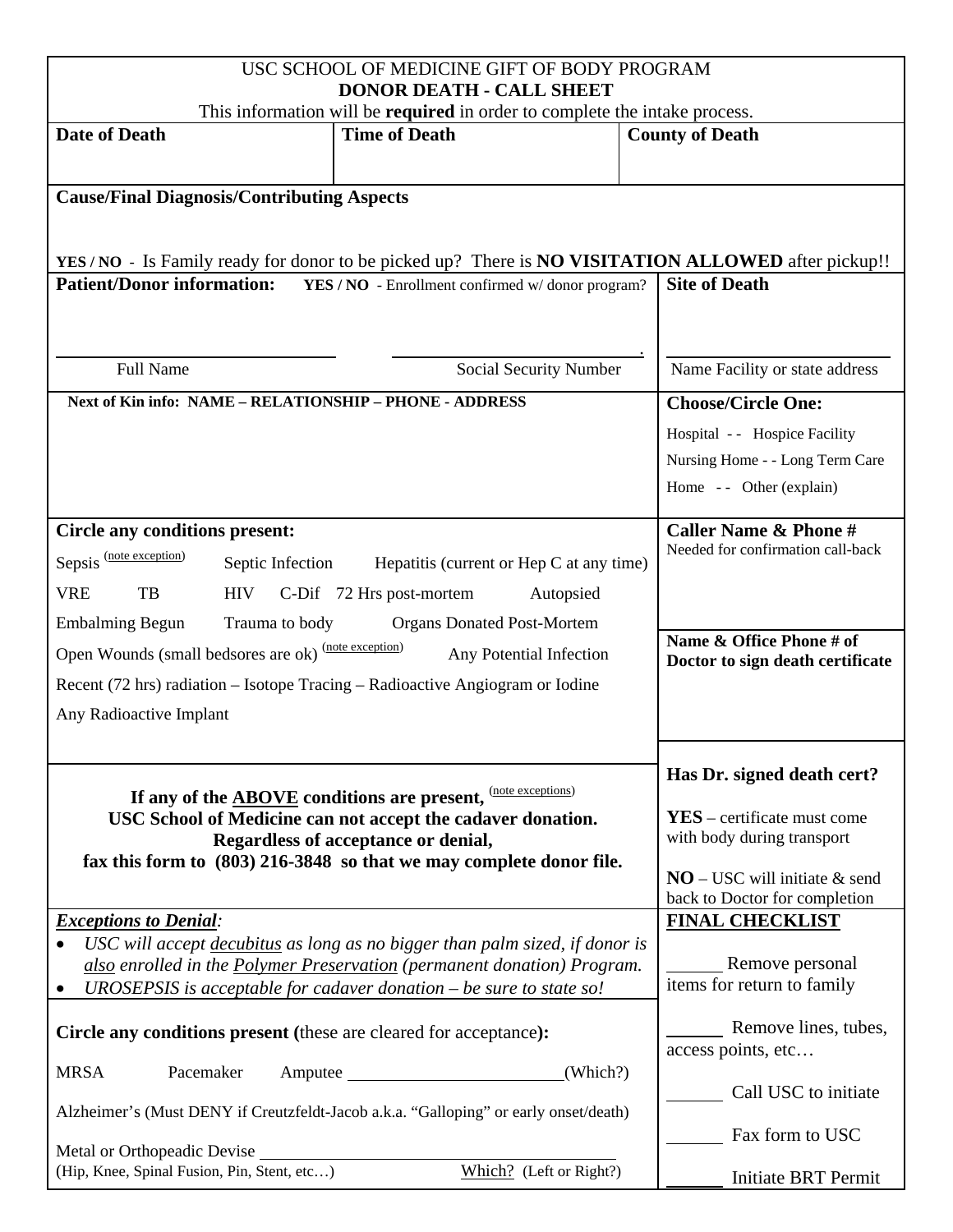USC SCHOOL OF MEDICINE GIFT OF BODY PROGRAM

**DONOR DEATH - CALL SHEET**

This information will be **required** in order to complete the intake process.

| **Date of Death** | **Time of Death** | **County of Death** |
|---|---|---|
| | | |

**Cause/Final Diagnosis/Contributing Aspects**

**YES / NO** - Is Family ready for donor to be picked up? There is **NO VISITATION ALLOWED** after pickup!!

**Patient/Donor information:** **YES / NO** - Enrollment confirmed w/ donor program?

\_\_\_\_\_\_\_\_\_\_\_\_\_\_\_\_\_\_\_\_ Full Name

\_\_\_\_\_\_\_\_\_\_\_\_\_\_\_\_\_\_\_\_ Social Security Number

**Site of Death**

\_\_\_\_\_\_\_\_\_\_\_\_\_\_\_\_\_\_\_\_ Name Facility or state address

**Next of Kin info: NAME – RELATIONSHIP – PHONE - ADDRESS**

**Choose/Circle One:**

Hospital - - Hospice Facility

Nursing Home - - Long Term Care

Home - - Other (explain)

**Circle any conditions present:**

Sepsis (note exception) Septic Infection Hepatitis (current or Hep C at any time)

VRE TB HIV C-Dif 72 Hrs post-mortem Autopsied

Embalming Begun Trauma to body Organs Donated Post-Mortem

Open Wounds (small bedsores are ok) (note exception) Any Potential Infection

Recent (72 hrs) radiation – Isotope Tracing – Radioactive Angiogram or Iodine

Any Radioactive Implant

**Caller Name & Phone #**
Needed for confirmation call-back

**Name & Office Phone # of Doctor to sign death certificate**

**If any of the ABOVE conditions are present, (note exceptions) USC School of Medicine can not accept the cadaver donation. Regardless of acceptance or denial, fax this form to (803) 216-3848 so that we may complete donor file.**

**Has Dr. signed death cert?**

**YES** – certificate must come with body during transport

**NO** – USC will initiate & send back to Doctor for completion

***Exceptions to Denial:***

- *USC will accept decubitus as long as no bigger than palm sized, if donor is also enrolled in the Polymer Preservation (permanent donation) Program.*
- *UROSEPSIS is acceptable for cadaver donation – be sure to state so!*

**Circle any conditions present (**these are cleared for acceptance**):**

MRSA Pacemaker Amputee \_\_\_\_\_\_\_\_\_\_\_\_\_\_\_\_\_\_\_\_ (Which?)

Alzheimer's (Must DENY if Creutzfeldt-Jacob a.k.a. "Galloping" or early onset/death)

Metal or Orthopeadic Devise \_\_\_\_\_\_\_\_\_\_\_\_\_\_\_\_\_\_\_\_
(Hip, Knee, Spinal Fusion, Pin, Stent, etc…) Which? (Left or Right?)

**FINAL CHECKLIST**

\_\_\_\_\_\_ Remove personal items for return to family

\_\_\_\_\_\_ Remove lines, tubes, access points, etc…

\_\_\_\_\_\_ Call USC to initiate

\_\_\_\_\_\_ Fax form to USC

\_\_\_\_\_\_ Initiate BRT Permit